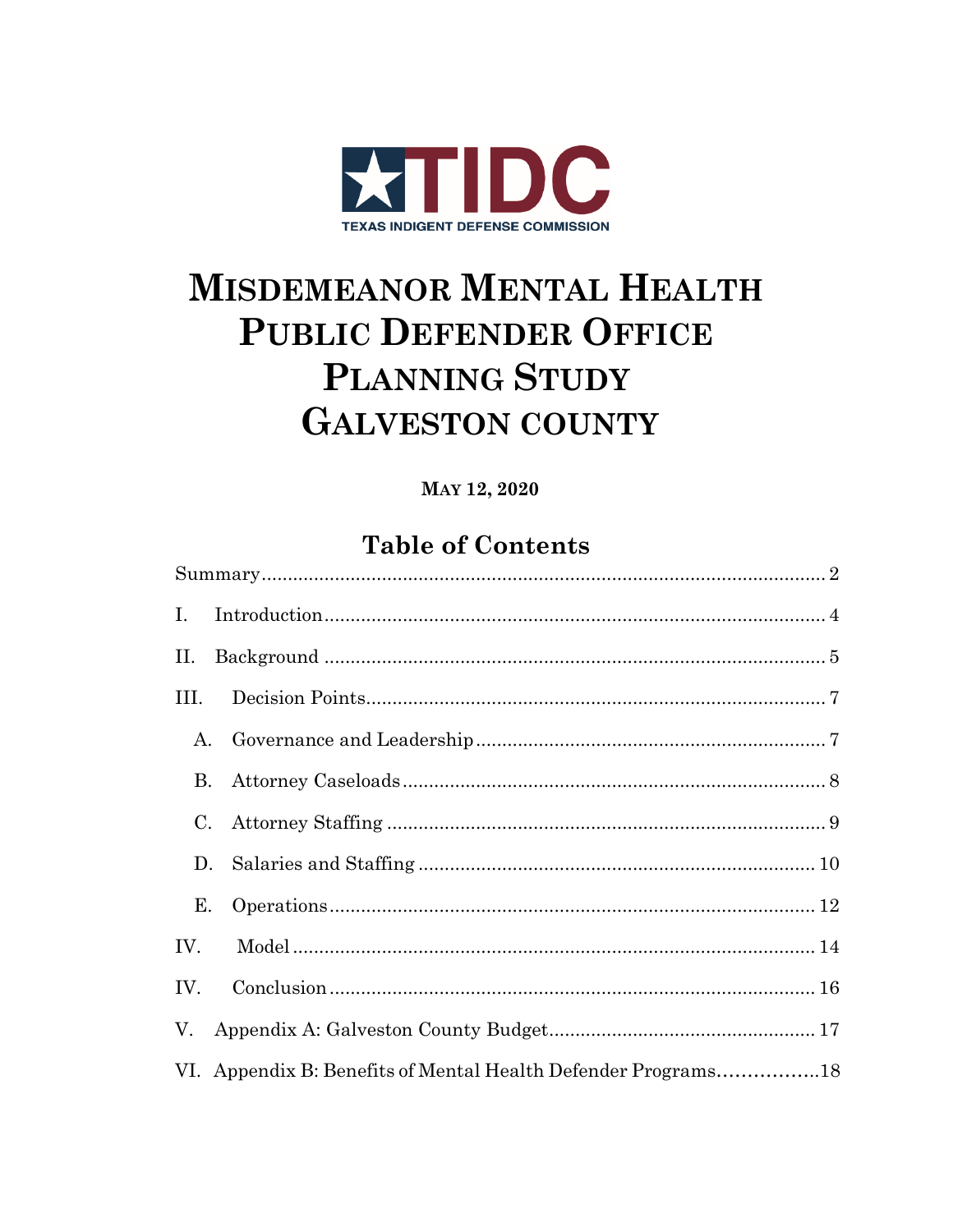TIDC

TEXAS INDIGENT DEFENSE COMMISSION

# Misdemeanor Mental Health Public Defender Office Planning Study Galveston County

**May 12, 2020**

## Table of Contents

Summary ..... 2

I. Introduction ..... 4

II. Background ..... 5

III. Decision Points ..... 7

- A. Governance and Leadership ..... 7
- B. Attorney Caseloads ..... 8
- C. Attorney Staffing ..... 9
- D. Salaries and Staffing ..... 10
- E. Operations ..... 12

IV. Model ..... 14

IV. Conclusion ..... 16

V. Appendix A: Galveston County Budget ..... 17

VI. Appendix B: Benefits of Mental Health Defender Programs ..... 18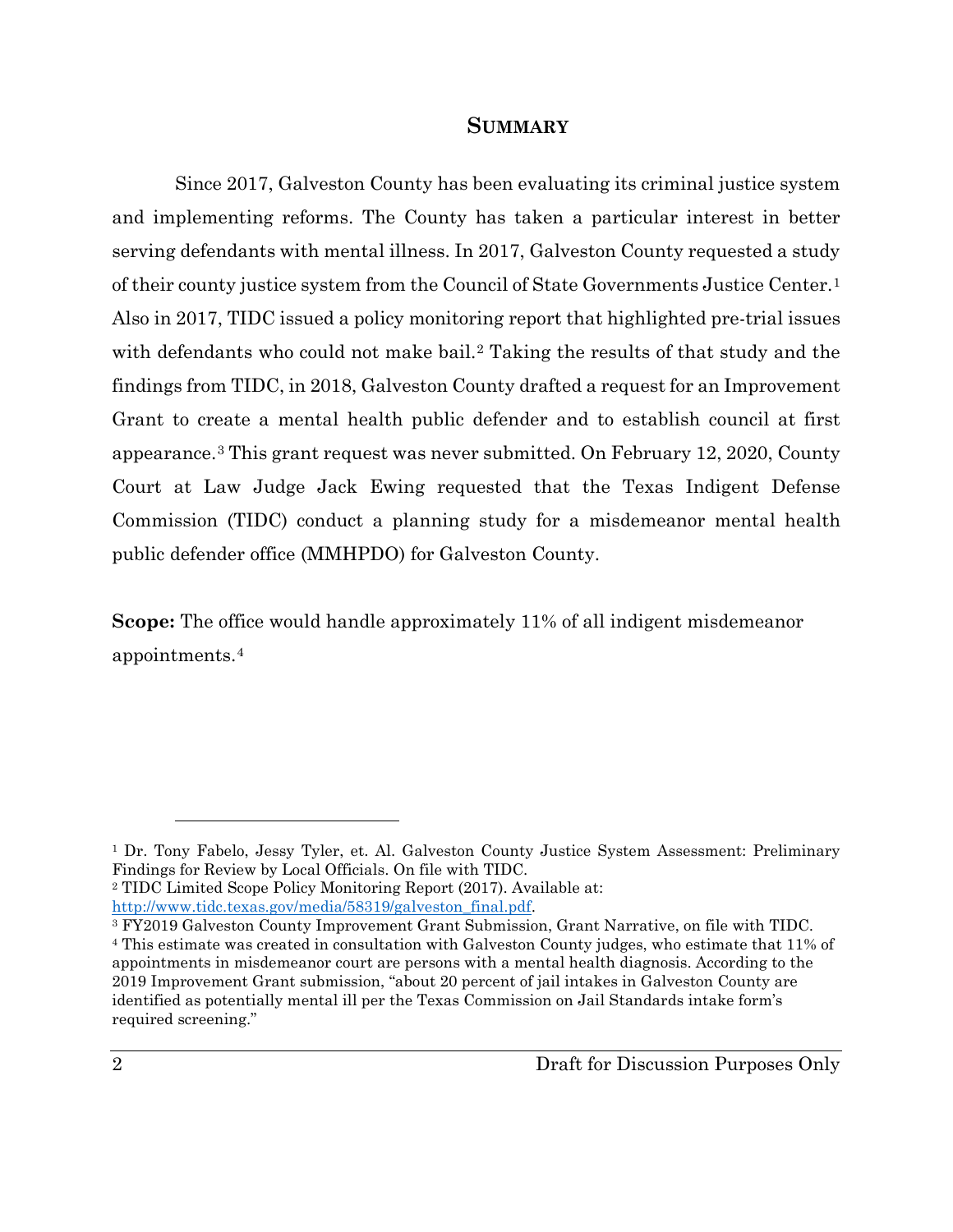## SUMMARY

Since 2017, Galveston County has been evaluating its criminal justice system and implementing reforms. The County has taken a particular interest in better serving defendants with mental illness. In 2017, Galveston County requested a study of their county justice system from the Council of State Governments Justice Center.[1] Also in 2017, TIDC issued a policy monitoring report that highlighted pre-trial issues with defendants who could not make bail.[2] Taking the results of that study and the findings from TIDC, in 2018, Galveston County drafted a request for an Improvement Grant to create a mental health public defender and to establish council at first appearance.[3] This grant request was never submitted. On February 12, 2020, County Court at Law Judge Jack Ewing requested that the Texas Indigent Defense Commission (TIDC) conduct a planning study for a misdemeanor mental health public defender office (MMHPDO) for Galveston County.

**Scope:** The office would handle approximately 11% of all indigent misdemeanor appointments.[4]

---

[1] Dr. Tony Fabelo, Jessy Tyler, et. Al. Galveston County Justice System Assessment: Preliminary Findings for Review by Local Officials. On file with TIDC.

[2] TIDC Limited Scope Policy Monitoring Report (2017). Available at: http://www.tidc.texas.gov/media/58319/galveston_final.pdf.

[3] FY2019 Galveston County Improvement Grant Submission, Grant Narrative, on file with TIDC.

[4] This estimate was created in consultation with Galveston County judges, who estimate that 11% of appointments in misdemeanor court are persons with a mental health diagnosis. According to the 2019 Improvement Grant submission, "about 20 percent of jail intakes in Galveston County are identified as potentially mental ill per the Texas Commission on Jail Standards intake form's required screening."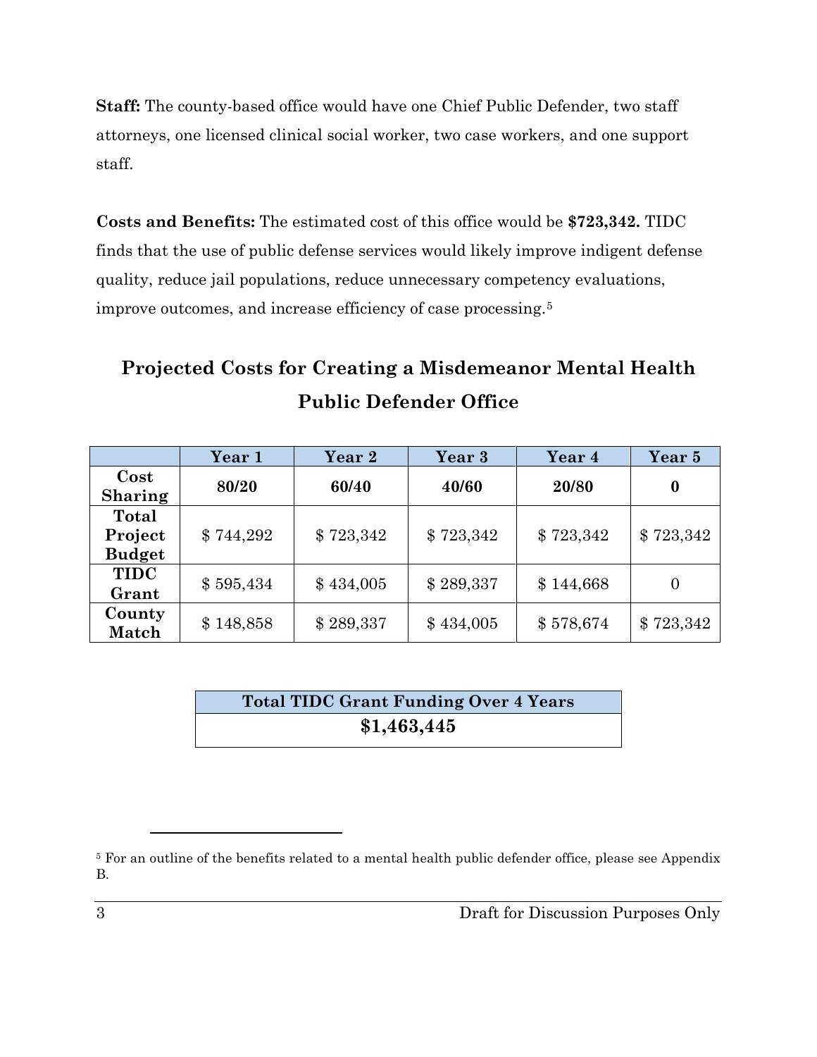**Staff:** The county-based office would have one Chief Public Defender, two staff attorneys, one licensed clinical social worker, two case workers, and one support staff.

**Costs and Benefits:** The estimated cost of this office would be **$723,342.** TIDC finds that the use of public defense services would likely improve indigent defense quality, reduce jail populations, reduce unnecessary competency evaluations, improve outcomes, and increase efficiency of case processing.[5]

## Projected Costs for Creating a Misdemeanor Mental Health Public Defender Office

| | Year 1 | Year 2 | Year 3 | Year 4 | Year 5 |
|---|---|---|---|---|---|
| **Cost Sharing** | **80/20** | **60/40** | **40/60** | **20/80** | **0** |
| **Total Project Budget** | $ 744,292 | $ 723,342 | $ 723,342 | $ 723,342 | $ 723,342 |
| **TIDC Grant** | $ 595,434 | $ 434,005 | $ 289,337 | $ 144,668 | 0 |
| **County Match** | $ 148,858 | $ 289,337 | $ 434,005 | $ 578,674 | $ 723,342 |

| Total TIDC Grant Funding Over 4 Years |
|---|
| **$1,463,445** |

[5] For an outline of the benefits related to a mental health public defender office, please see Appendix B.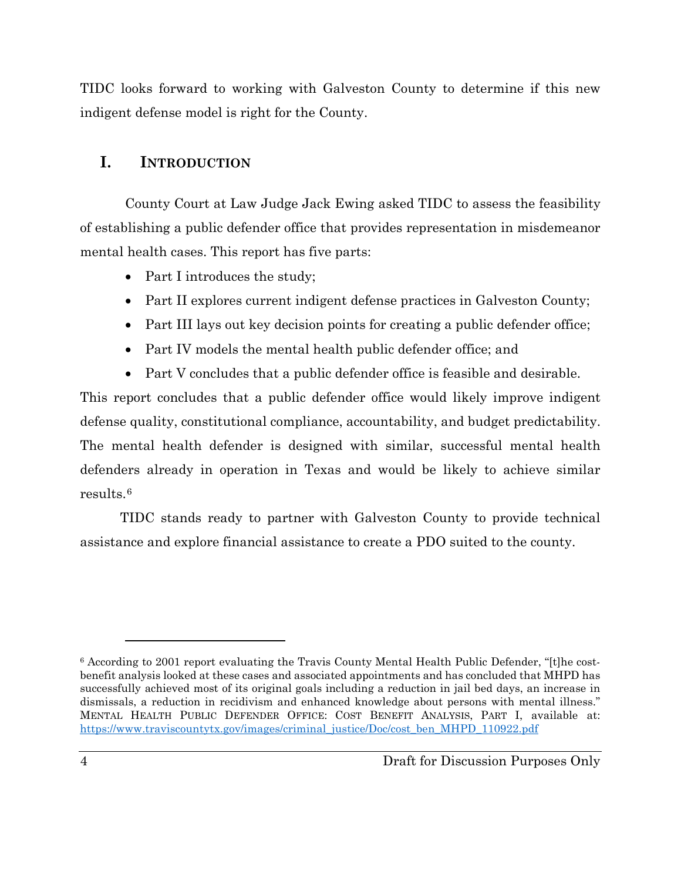TIDC looks forward to working with Galveston County to determine if this new indigent defense model is right for the County.

## I. INTRODUCTION

County Court at Law Judge Jack Ewing asked TIDC to assess the feasibility of establishing a public defender office that provides representation in misdemeanor mental health cases. This report has five parts:

- Part I introduces the study;
- Part II explores current indigent defense practices in Galveston County;
- Part III lays out key decision points for creating a public defender office;
- Part IV models the mental health public defender office; and
- Part V concludes that a public defender office is feasible and desirable.

This report concludes that a public defender office would likely improve indigent defense quality, constitutional compliance, accountability, and budget predictability. The mental health defender is designed with similar, successful mental health defenders already in operation in Texas and would be likely to achieve similar results.[6]

TIDC stands ready to partner with Galveston County to provide technical assistance and explore financial assistance to create a PDO suited to the county.

---

[6] According to 2001 report evaluating the Travis County Mental Health Public Defender, "[t]he cost-benefit analysis looked at these cases and associated appointments and has concluded that MHPD has successfully achieved most of its original goals including a reduction in jail bed days, an increase in dismissals, a reduction in recidivism and enhanced knowledge about persons with mental illness." MENTAL HEALTH PUBLIC DEFENDER OFFICE: COST BENEFIT ANALYSIS, PART I, available at: https://www.traviscountytx.gov/images/criminal_justice/Doc/cost_ben_MHPD_110922.pdf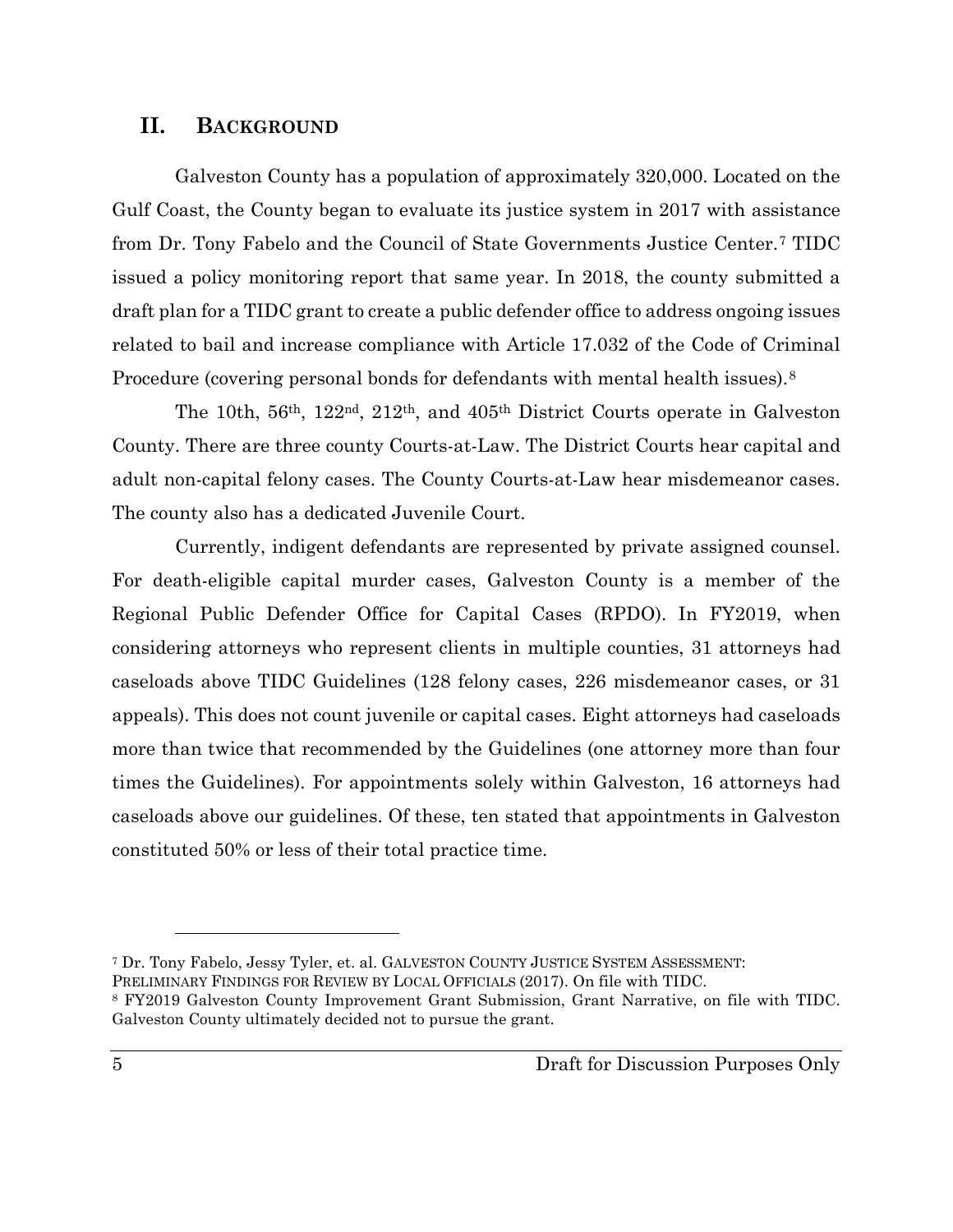## II. BACKGROUND

Galveston County has a population of approximately 320,000. Located on the Gulf Coast, the County began to evaluate its justice system in 2017 with assistance from Dr. Tony Fabelo and the Council of State Governments Justice Center.[7] TIDC issued a policy monitoring report that same year. In 2018, the county submitted a draft plan for a TIDC grant to create a public defender office to address ongoing issues related to bail and increase compliance with Article 17.032 of the Code of Criminal Procedure (covering personal bonds for defendants with mental health issues).[8]

The 10th, 56th, 122nd, 212th, and 405th District Courts operate in Galveston County. There are three county Courts-at-Law. The District Courts hear capital and adult non-capital felony cases. The County Courts-at-Law hear misdemeanor cases. The county also has a dedicated Juvenile Court.

Currently, indigent defendants are represented by private assigned counsel. For death-eligible capital murder cases, Galveston County is a member of the Regional Public Defender Office for Capital Cases (RPDO). In FY2019, when considering attorneys who represent clients in multiple counties, 31 attorneys had caseloads above TIDC Guidelines (128 felony cases, 226 misdemeanor cases, or 31 appeals). This does not count juvenile or capital cases. Eight attorneys had caseloads more than twice that recommended by the Guidelines (one attorney more than four times the Guidelines). For appointments solely within Galveston, 16 attorneys had caseloads above our guidelines. Of these, ten stated that appointments in Galveston constituted 50% or less of their total practice time.

---

[7] Dr. Tony Fabelo, Jessy Tyler, et. al. GALVESTON COUNTY JUSTICE SYSTEM ASSESSMENT: PRELIMINARY FINDINGS FOR REVIEW BY LOCAL OFFICIALS (2017). On file with TIDC.

[8] FY2019 Galveston County Improvement Grant Submission, Grant Narrative, on file with TIDC. Galveston County ultimately decided not to pursue the grant.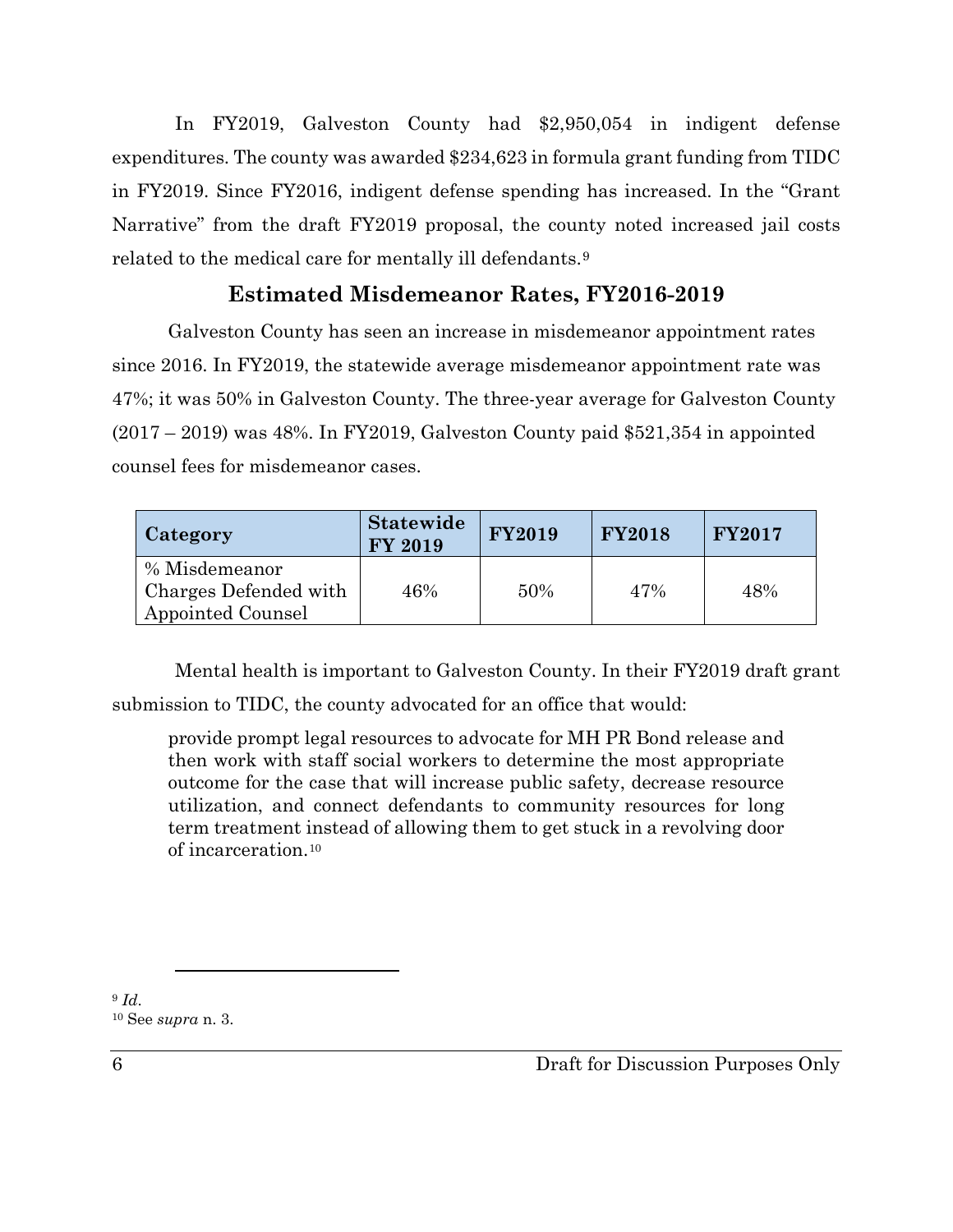In FY2019, Galveston County had $2,950,054 in indigent defense expenditures. The county was awarded $234,623 in formula grant funding from TIDC in FY2019. Since FY2016, indigent defense spending has increased. In the "Grant Narrative" from the draft FY2019 proposal, the county noted increased jail costs related to the medical care for mentally ill defendants.[9]

## Estimated Misdemeanor Rates, FY2016-2019

Galveston County has seen an increase in misdemeanor appointment rates since 2016. In FY2019, the statewide average misdemeanor appointment rate was 47%; it was 50% in Galveston County. The three-year average for Galveston County (2017 – 2019) was 48%. In FY2019, Galveston County paid $521,354 in appointed counsel fees for misdemeanor cases.

| Category | Statewide FY 2019 | FY2019 | FY2018 | FY2017 |
|---|---|---|---|---|
| % Misdemeanor Charges Defended with Appointed Counsel | 46% | 50% | 47% | 48% |

Mental health is important to Galveston County. In their FY2019 draft grant submission to TIDC, the county advocated for an office that would:

> provide prompt legal resources to advocate for MH PR Bond release and then work with staff social workers to determine the most appropriate outcome for the case that will increase public safety, decrease resource utilization, and connect defendants to community resources for long term treatment instead of allowing them to get stuck in a revolving door of incarceration.[10]

---

[9] *Id.*

[10] See *supra* n. 3.

Draft for Discussion Purposes Only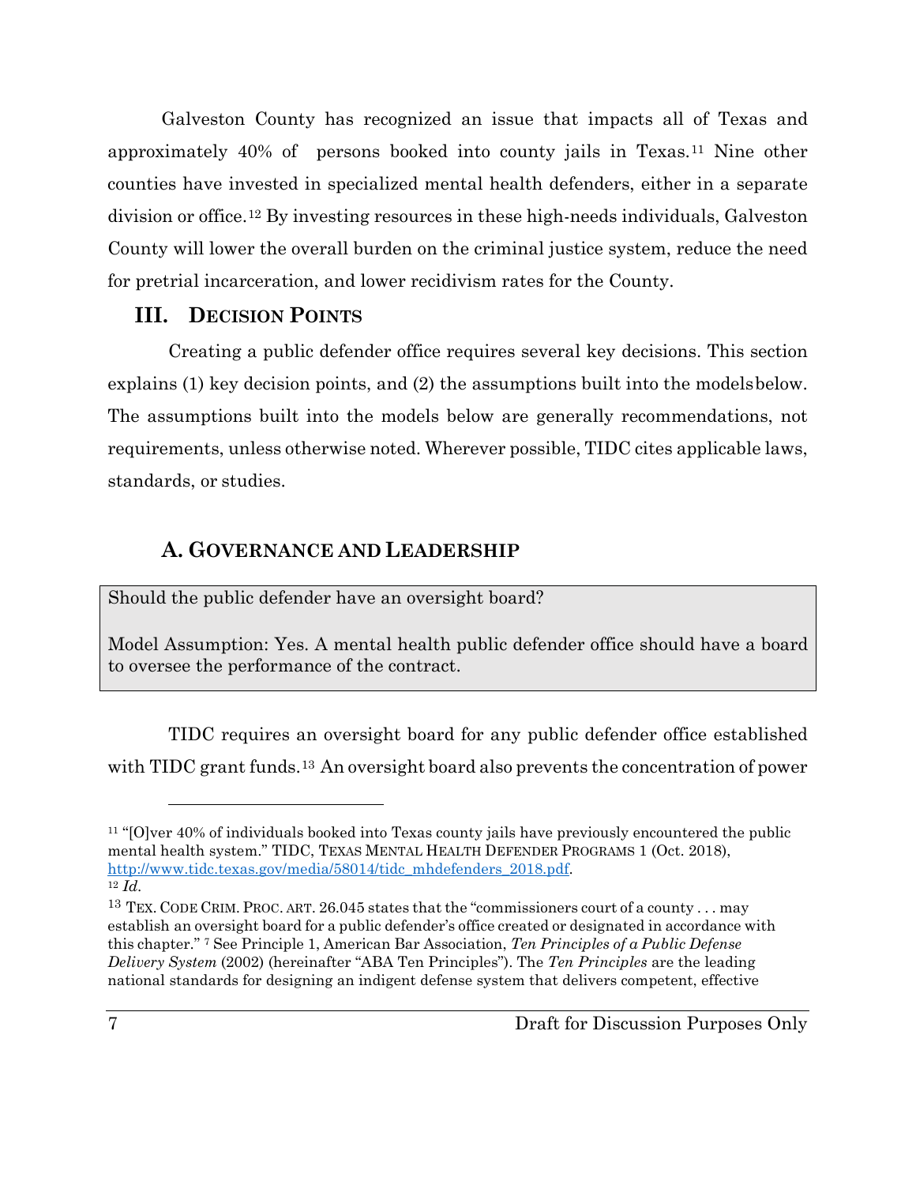Galveston County has recognized an issue that impacts all of Texas and approximately 40% of persons booked into county jails in Texas.[11] Nine other counties have invested in specialized mental health defenders, either in a separate division or office.[12] By investing resources in these high-needs individuals, Galveston County will lower the overall burden on the criminal justice system, reduce the need for pretrial incarceration, and lower recidivism rates for the County.

## III. DECISION POINTS

Creating a public defender office requires several key decisions. This section explains (1) key decision points, and (2) the assumptions built into the models below. The assumptions built into the models below are generally recommendations, not requirements, unless otherwise noted. Wherever possible, TIDC cites applicable laws, standards, or studies.

### A. GOVERNANCE AND LEADERSHIP

> Should the public defender have an oversight board?
>
> Model Assumption: Yes. A mental health public defender office should have a board to oversee the performance of the contract.

TIDC requires an oversight board for any public defender office established with TIDC grant funds.[13] An oversight board also prevents the concentration of power

---

[11] "[O]ver 40% of individuals booked into Texas county jails have previously encountered the public mental health system." TIDC, TEXAS MENTAL HEALTH DEFENDER PROGRAMS 1 (Oct. 2018), http://www.tidc.texas.gov/media/58014/tidc_mhdefenders_2018.pdf.

[12] *Id.*

[13] TEX. CODE CRIM. PROC. ART. 26.045 states that the "commissioners court of a county . . . may establish an oversight board for a public defender's office created or designated in accordance with this chapter." [7] See Principle 1, American Bar Association, *Ten Principles of a Public Defense Delivery System* (2002) (hereinafter "ABA Ten Principles"). The *Ten Principles* are the leading national standards for designing an indigent defense system that delivers competent, effective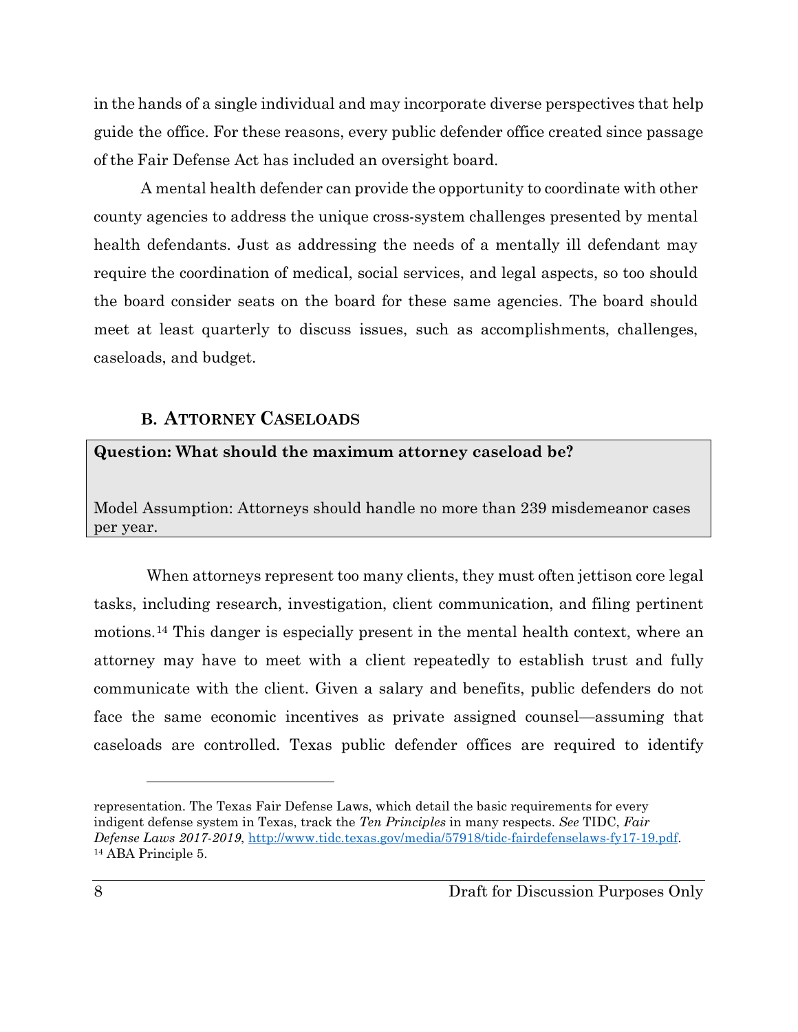in the hands of a single individual and may incorporate diverse perspectives that help guide the office. For these reasons, every public defender office created since passage of the Fair Defense Act has included an oversight board.

A mental health defender can provide the opportunity to coordinate with other county agencies to address the unique cross-system challenges presented by mental health defendants. Just as addressing the needs of a mentally ill defendant may require the coordination of medical, social services, and legal aspects, so too should the board consider seats on the board for these same agencies. The board should meet at least quarterly to discuss issues, such as accomplishments, challenges, caseloads, and budget.

### B. ATTORNEY CASELOADS

**Question: What should the maximum attorney caseload be?**

Model Assumption: Attorneys should handle no more than 239 misdemeanor cases per year.

When attorneys represent too many clients, they must often jettison core legal tasks, including research, investigation, client communication, and filing pertinent motions.[14] This danger is especially present in the mental health context, where an attorney may have to meet with a client repeatedly to establish trust and fully communicate with the client. Given a salary and benefits, public defenders do not face the same economic incentives as private assigned counsel—assuming that caseloads are controlled. Texas public defender offices are required to identify

---

representation. The Texas Fair Defense Laws, which detail the basic requirements for every indigent defense system in Texas, track the *Ten Principles* in many respects. *See* TIDC, *Fair Defense Laws 2017-2019*, http://www.tidc.texas.gov/media/57918/tidc-fairdefenselaws-fy17-19.pdf.

[14] ABA Principle 5.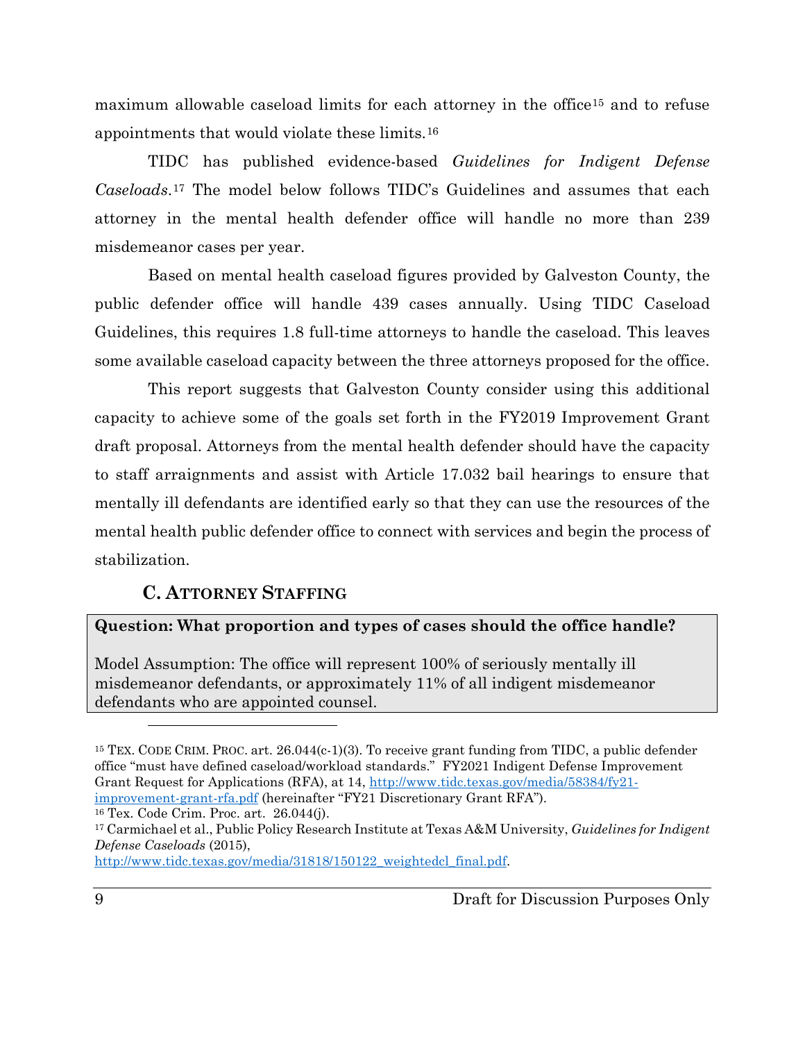maximum allowable caseload limits for each attorney in the office[15] and to refuse appointments that would violate these limits.[16]

TIDC has published evidence-based *Guidelines for Indigent Defense Caseloads*.[17] The model below follows TIDC's Guidelines and assumes that each attorney in the mental health defender office will handle no more than 239 misdemeanor cases per year.

Based on mental health caseload figures provided by Galveston County, the public defender office will handle 439 cases annually. Using TIDC Caseload Guidelines, this requires 1.8 full-time attorneys to handle the caseload. This leaves some available caseload capacity between the three attorneys proposed for the office.

This report suggests that Galveston County consider using this additional capacity to achieve some of the goals set forth in the FY2019 Improvement Grant draft proposal. Attorneys from the mental health defender should have the capacity to staff arraignments and assist with Article 17.032 bail hearings to ensure that mentally ill defendants are identified early so that they can use the resources of the mental health public defender office to connect with services and begin the process of stabilization.

### C. Attorney Staffing

**Question: What proportion and types of cases should the office handle?**

Model Assumption: The office will represent 100% of seriously mentally ill misdemeanor defendants, or approximately 11% of all indigent misdemeanor defendants who are appointed counsel.

---

[15] Tex. Code Crim. Proc. art. 26.044(c-1)(3). To receive grant funding from TIDC, a public defender office "must have defined caseload/workload standards." FY2021 Indigent Defense Improvement Grant Request for Applications (RFA), at 14, http://www.tidc.texas.gov/media/58384/fy21-improvement-grant-rfa.pdf (hereinafter "FY21 Discretionary Grant RFA").

[16] Tex. Code Crim. Proc. art. 26.044(j).

[17] Carmichael et al., Public Policy Research Institute at Texas A&M University, *Guidelines for Indigent Defense Caseloads* (2015), http://www.tidc.texas.gov/media/31818/150122_weightedcl_final.pdf.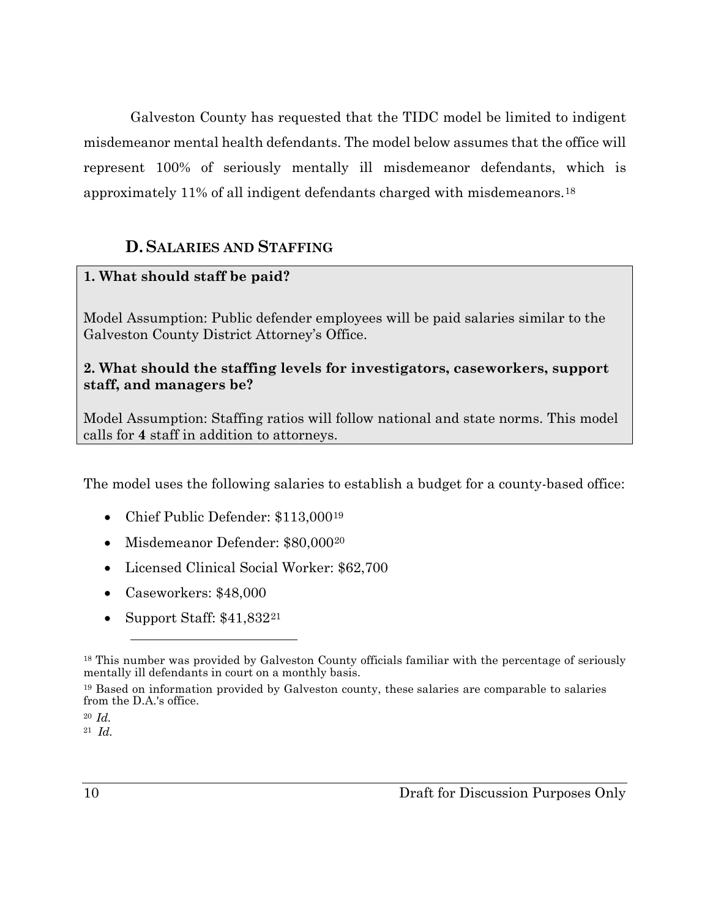Galveston County has requested that the TIDC model be limited to indigent misdemeanor mental health defendants. The model below assumes that the office will represent 100% of seriously mentally ill misdemeanor defendants, which is approximately 11% of all indigent defendants charged with misdemeanors.[18]

## D. Salaries and Staffing

**1. What should staff be paid?**

Model Assumption: Public defender employees will be paid salaries similar to the Galveston County District Attorney's Office.

**2. What should the staffing levels for investigators, caseworkers, support staff, and managers be?**

Model Assumption: Staffing ratios will follow national and state norms. This model calls for **4** staff in addition to attorneys.

The model uses the following salaries to establish a budget for a county-based office:

- Chief Public Defender: $113,000[19]
- Misdemeanor Defender: $80,000[20]
- Licensed Clinical Social Worker: $62,700
- Caseworkers: $48,000
- Support Staff: $41,832[21]

---

[18] This number was provided by Galveston County officials familiar with the percentage of seriously mentally ill defendants in court on a monthly basis.

[19] Based on information provided by Galveston county, these salaries are comparable to salaries from the D.A.'s office.

[20] *Id.*

[21] *Id.*

Draft for Discussion Purposes Only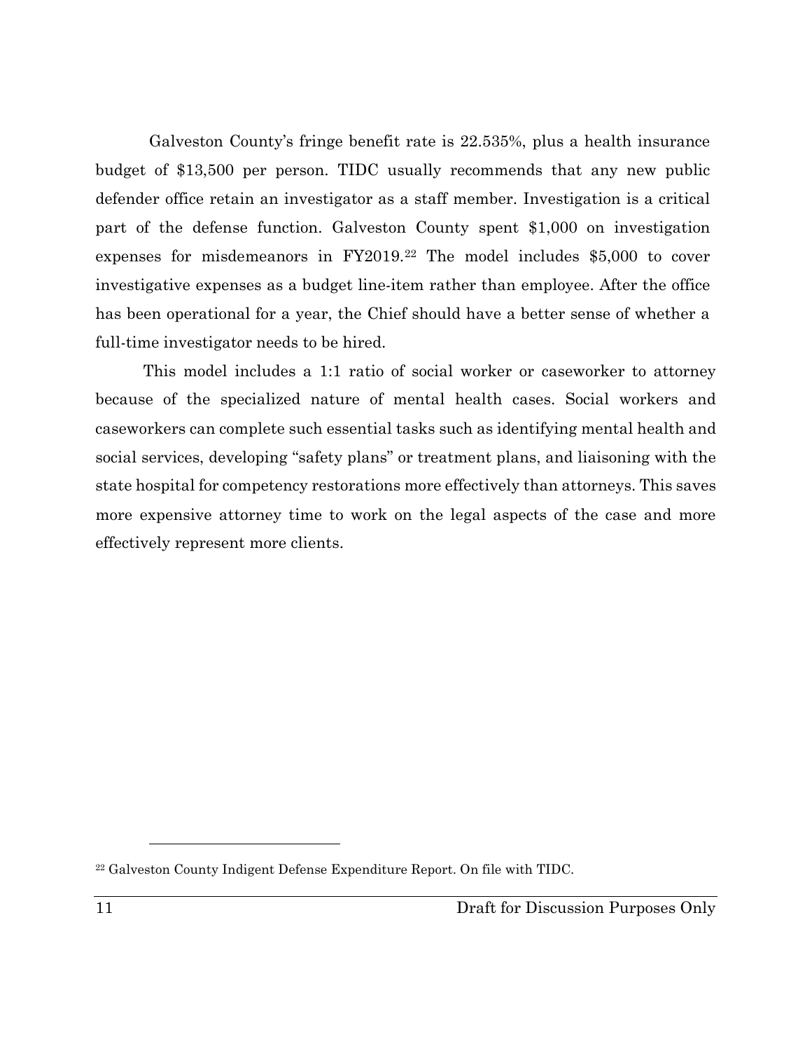Galveston County's fringe benefit rate is 22.535%, plus a health insurance budget of $13,500 per person. TIDC usually recommends that any new public defender office retain an investigator as a staff member. Investigation is a critical part of the defense function. Galveston County spent $1,000 on investigation expenses for misdemeanors in FY2019.[22] The model includes $5,000 to cover investigative expenses as a budget line-item rather than employee. After the office has been operational for a year, the Chief should have a better sense of whether a full-time investigator needs to be hired.

This model includes a 1:1 ratio of social worker or caseworker to attorney because of the specialized nature of mental health cases. Social workers and caseworkers can complete such essential tasks such as identifying mental health and social services, developing "safety plans" or treatment plans, and liaisoning with the state hospital for competency restorations more effectively than attorneys. This saves more expensive attorney time to work on the legal aspects of the case and more effectively represent more clients.

[22] Galveston County Indigent Defense Expenditure Report. On file with TIDC.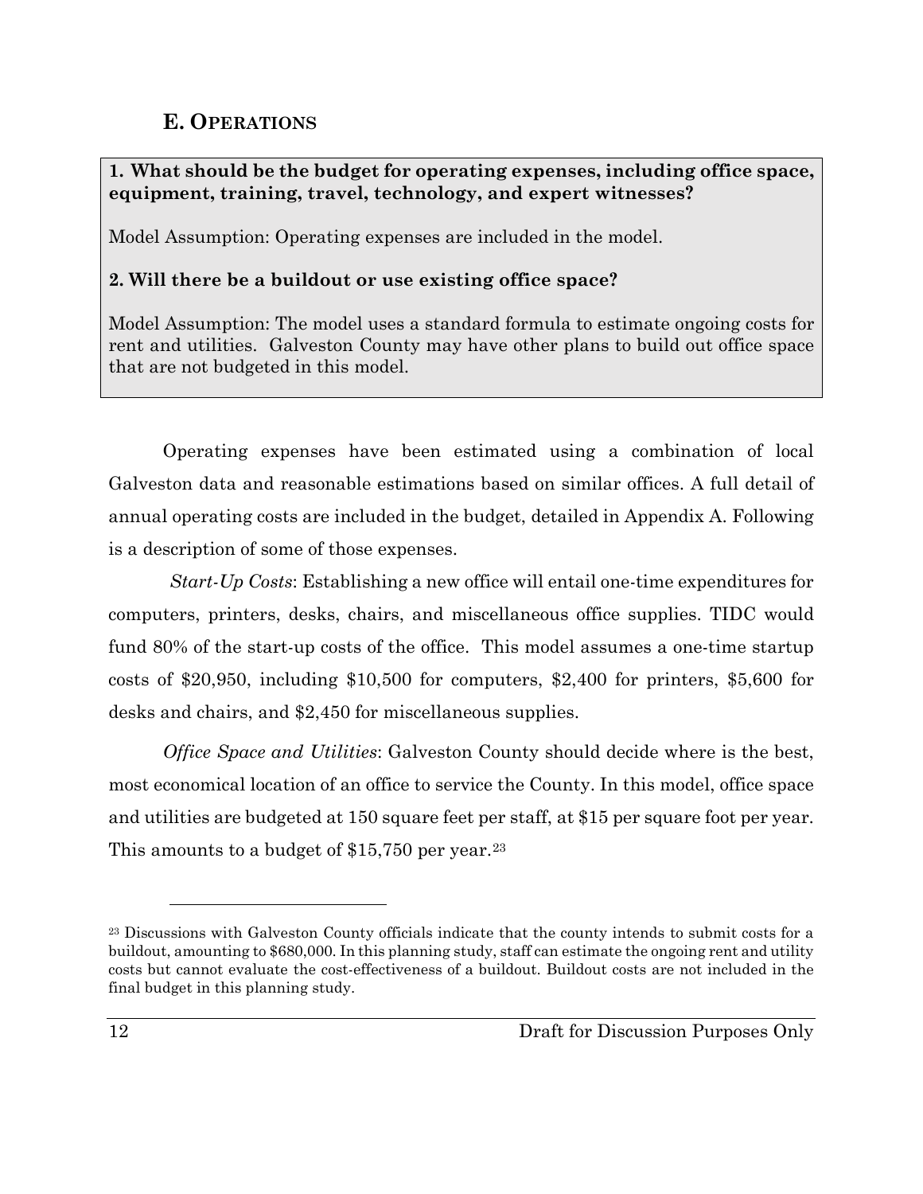## E. Operations

**1. What should be the budget for operating expenses, including office space, equipment, training, travel, technology, and expert witnesses?**

Model Assumption: Operating expenses are included in the model.

**2. Will there be a buildout or use existing office space?**

Model Assumption: The model uses a standard formula to estimate ongoing costs for rent and utilities. Galveston County may have other plans to build out office space that are not budgeted in this model.

Operating expenses have been estimated using a combination of local Galveston data and reasonable estimations based on similar offices. A full detail of annual operating costs are included in the budget, detailed in Appendix A. Following is a description of some of those expenses.

*Start-Up Costs*: Establishing a new office will entail one-time expenditures for computers, printers, desks, chairs, and miscellaneous office supplies. TIDC would fund 80% of the start-up costs of the office. This model assumes a one-time startup costs of $20,950, including $10,500 for computers, $2,400 for printers, $5,600 for desks and chairs, and $2,450 for miscellaneous supplies.

*Office Space and Utilities*: Galveston County should decide where is the best, most economical location of an office to service the County. In this model, office space and utilities are budgeted at 150 square feet per staff, at $15 per square foot per year. This amounts to a budget of $15,750 per year.[23]

[23] Discussions with Galveston County officials indicate that the county intends to submit costs for a buildout, amounting to $680,000. In this planning study, staff can estimate the ongoing rent and utility costs but cannot evaluate the cost-effectiveness of a buildout. Buildout costs are not included in the final budget in this planning study.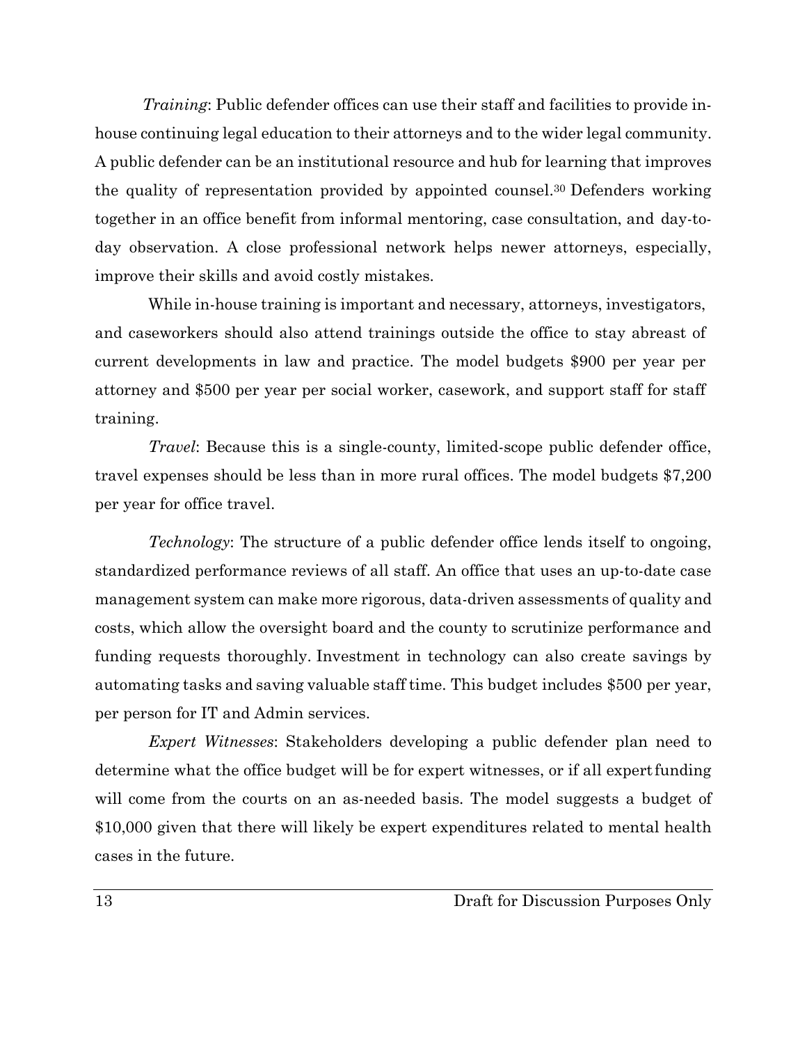*Training*: Public defender offices can use their staff and facilities to provide in-house continuing legal education to their attorneys and to the wider legal community. A public defender can be an institutional resource and hub for learning that improves the quality of representation provided by appointed counsel.[30] Defenders working together in an office benefit from informal mentoring, case consultation, and day-to-day observation. A close professional network helps newer attorneys, especially, improve their skills and avoid costly mistakes.

While in-house training is important and necessary, attorneys, investigators, and caseworkers should also attend trainings outside the office to stay abreast of current developments in law and practice. The model budgets $900 per year per attorney and $500 per year per social worker, casework, and support staff for staff training.

*Travel*: Because this is a single-county, limited-scope public defender office, travel expenses should be less than in more rural offices. The model budgets $7,200 per year for office travel.

*Technology*: The structure of a public defender office lends itself to ongoing, standardized performance reviews of all staff. An office that uses an up-to-date case management system can make more rigorous, data-driven assessments of quality and costs, which allow the oversight board and the county to scrutinize performance and funding requests thoroughly. Investment in technology can also create savings by automating tasks and saving valuable staff time. This budget includes $500 per year, per person for IT and Admin services.

*Expert Witnesses*: Stakeholders developing a public defender plan need to determine what the office budget will be for expert witnesses, or if all expert funding will come from the courts on an as-needed basis. The model suggests a budget of $10,000 given that there will likely be expert expenditures related to mental health cases in the future.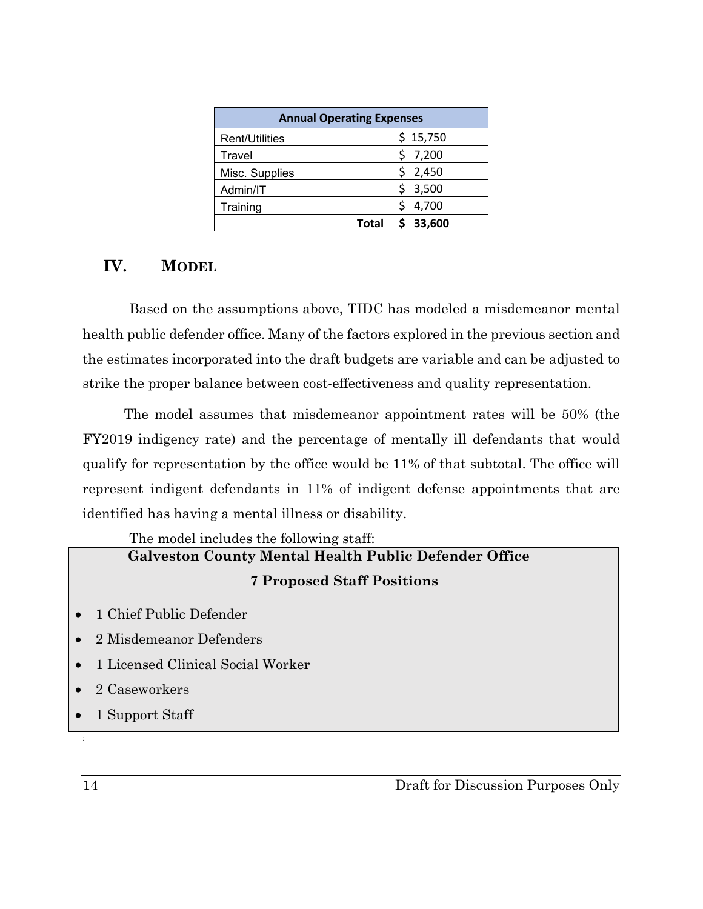| Annual Operating Expenses | |
|---|---|
| Rent/Utilities | $ 15,750 |
| Travel | $ 7,200 |
| Misc. Supplies | $ 2,450 |
| Admin/IT | $ 3,500 |
| Training | $ 4,700 |
| **Total** | **$ 33,600** |

## IV. MODEL

Based on the assumptions above, TIDC has modeled a misdemeanor mental health public defender office. Many of the factors explored in the previous section and the estimates incorporated into the draft budgets are variable and can be adjusted to strike the proper balance between cost-effectiveness and quality representation.

The model assumes that misdemeanor appointment rates will be 50% (the FY2019 indigency rate) and the percentage of mentally ill defendants that would qualify for representation by the office would be 11% of that subtotal. The office will represent indigent defendants in 11% of indigent defense appointments that are identified has having a mental illness or disability.

The model includes the following staff:

**Galveston County Mental Health Public Defender Office**

**7 Proposed Staff Positions**

- 1 Chief Public Defender
- 2 Misdemeanor Defenders
- 1 Licensed Clinical Social Worker
- 2 Caseworkers
- 1 Support Staff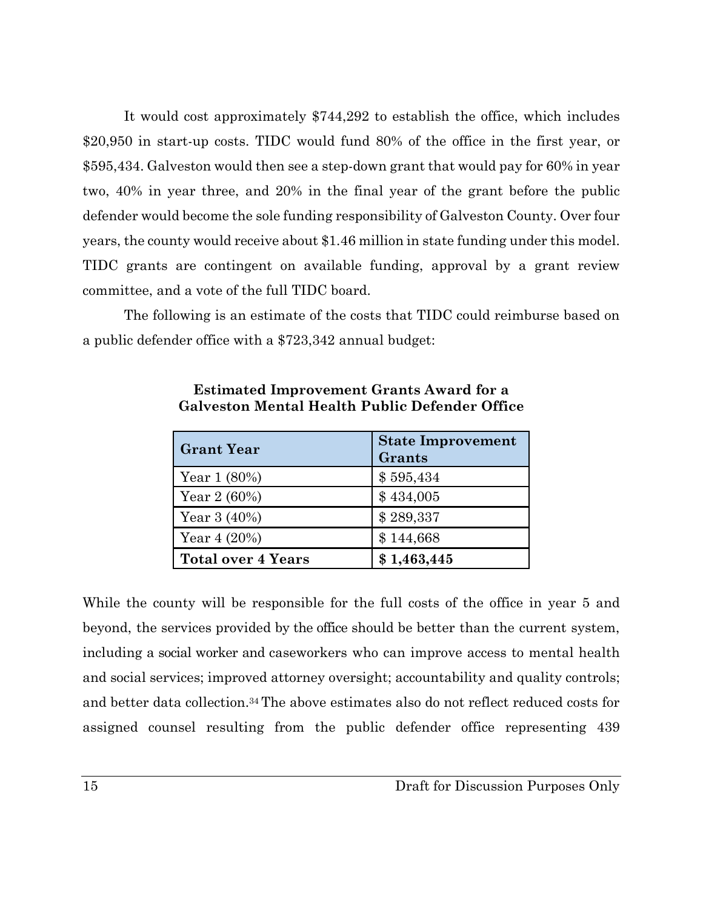It would cost approximately $744,292 to establish the office, which includes $20,950 in start-up costs. TIDC would fund 80% of the office in the first year, or $595,434. Galveston would then see a step-down grant that would pay for 60% in year two, 40% in year three, and 20% in the final year of the grant before the public defender would become the sole funding responsibility of Galveston County. Over four years, the county would receive about $1.46 million in state funding under this model. TIDC grants are contingent on available funding, approval by a grant review committee, and a vote of the full TIDC board.

The following is an estimate of the costs that TIDC could reimburse based on a public defender office with a $723,342 annual budget:

**Estimated Improvement Grants Award for a Galveston Mental Health Public Defender Office**

| Grant Year | State Improvement Grants |
|---|---|
| Year 1 (80%) | $ 595,434 |
| Year 2 (60%) | $ 434,005 |
| Year 3 (40%) | $ 289,337 |
| Year 4 (20%) | $ 144,668 |
| **Total over 4 Years** | **$ 1,463,445** |

While the county will be responsible for the full costs of the office in year 5 and beyond, the services provided by the office should be better than the current system, including a social worker and caseworkers who can improve access to mental health and social services; improved attorney oversight; accountability and quality controls; and better data collection.[34] The above estimates also do not reflect reduced costs for assigned counsel resulting from the public defender office representing 439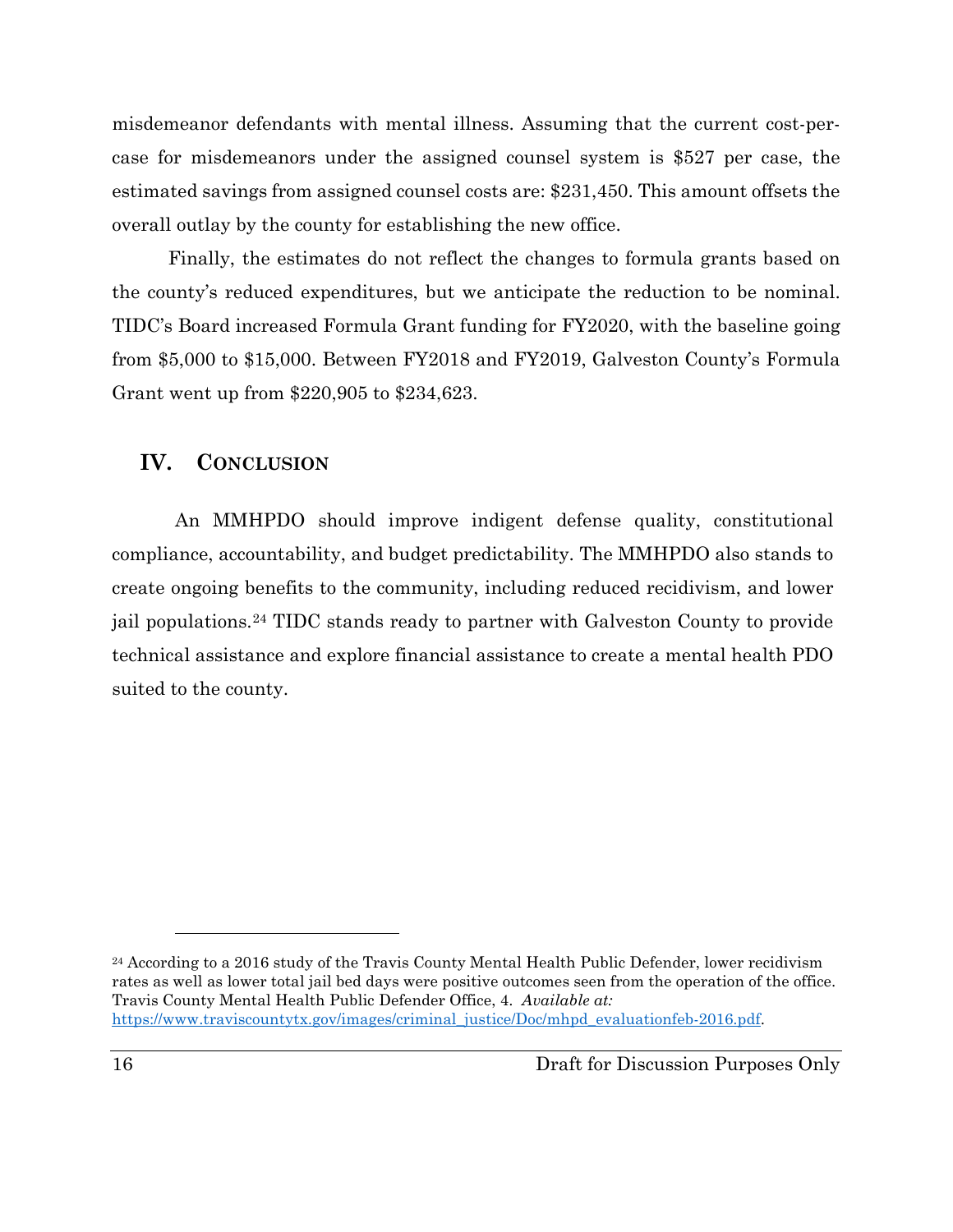misdemeanor defendants with mental illness. Assuming that the current cost-per-case for misdemeanors under the assigned counsel system is $527 per case, the estimated savings from assigned counsel costs are: $231,450. This amount offsets the overall outlay by the county for establishing the new office.

Finally, the estimates do not reflect the changes to formula grants based on the county's reduced expenditures, but we anticipate the reduction to be nominal. TIDC's Board increased Formula Grant funding for FY2020, with the baseline going from $5,000 to $15,000. Between FY2018 and FY2019, Galveston County's Formula Grant went up from $220,905 to $234,623.

## IV. CONCLUSION

An MMHPDO should improve indigent defense quality, constitutional compliance, accountability, and budget predictability. The MMHPDO also stands to create ongoing benefits to the community, including reduced recidivism, and lower jail populations.[24] TIDC stands ready to partner with Galveston County to provide technical assistance and explore financial assistance to create a mental health PDO suited to the county.

---

[24] According to a 2016 study of the Travis County Mental Health Public Defender, lower recidivism rates as well as lower total jail bed days were positive outcomes seen from the operation of the office. Travis County Mental Health Public Defender Office, 4. *Available at:* https://www.traviscountytx.gov/images/criminal_justice/Doc/mhpd_evaluationfeb-2016.pdf.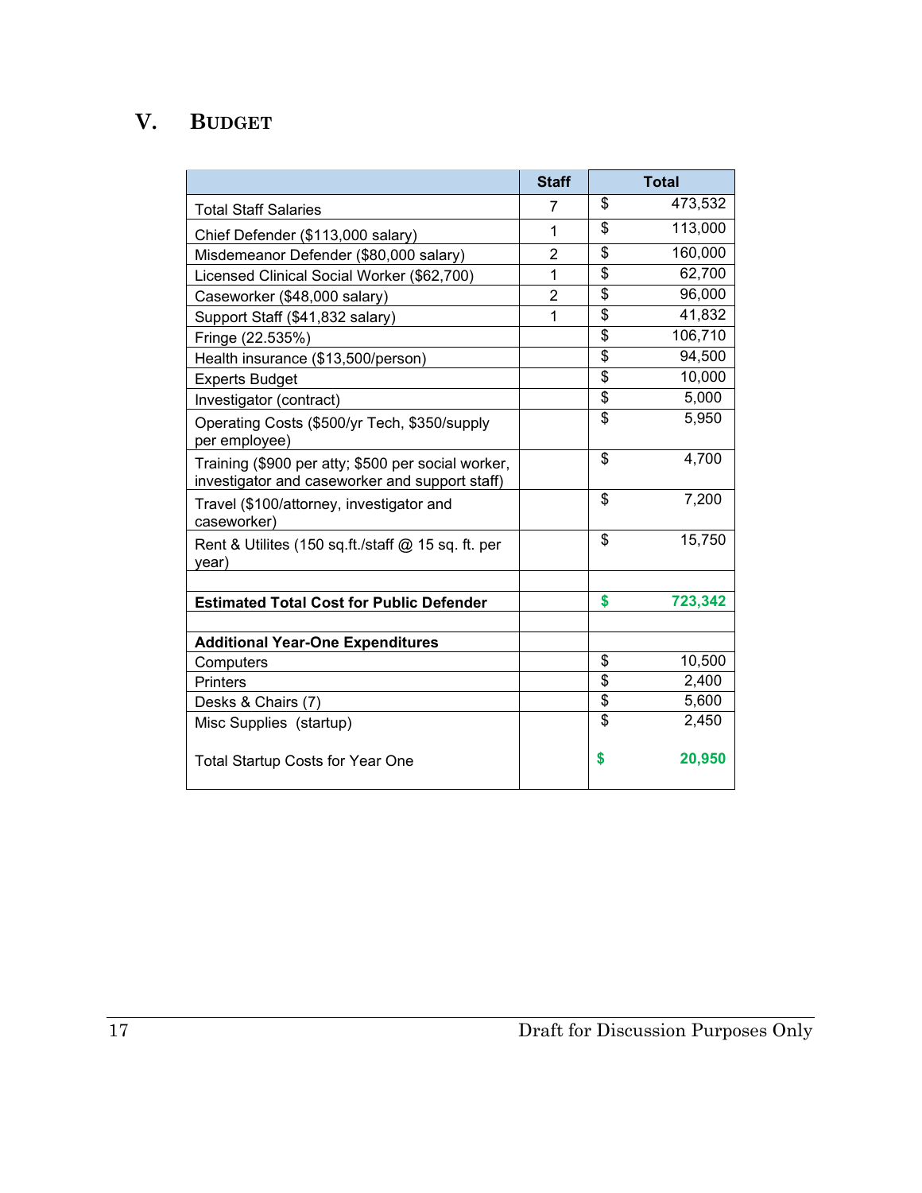# V. BUDGET

| | Staff | Total |
|---|---|---|
| Total Staff Salaries | 7 | $ 473,532 |
| Chief Defender ($113,000 salary) | 1 | $ 113,000 |
| Misdemeanor Defender ($80,000 salary) | 2 | $ 160,000 |
| Licensed Clinical Social Worker ($62,700) | 1 | $ 62,700 |
| Caseworker ($48,000 salary) | 2 | $ 96,000 |
| Support Staff ($41,832 salary) | 1 | $ 41,832 |
| Fringe (22.535%) | | $ 106,710 |
| Health insurance ($13,500/person) | | $ 94,500 |
| Experts Budget | | $ 10,000 |
| Investigator (contract) | | $ 5,000 |
| Operating Costs ($500/yr Tech, $350/supply per employee) | | $ 5,950 |
| Training ($900 per atty; $500 per social worker, investigator and caseworker and support staff) | | $ 4,700 |
| Travel ($100/attorney, investigator and caseworker) | | $ 7,200 |
| Rent & Utilites (150 sq.ft./staff @ 15 sq. ft. per year) | | $ 15,750 |
| | | |
| **Estimated Total Cost for Public Defender** | | **$ 723,342** |
| | | |
| **Additional Year-One Expenditures** | | |
| Computers | | $ 10,500 |
| Printers | | $ 2,400 |
| Desks & Chairs (7) | | $ 5,600 |
| Misc Supplies (startup) | | $ 2,450 |
| Total Startup Costs for Year One | | **$ 20,950** |

Draft for Discussion Purposes Only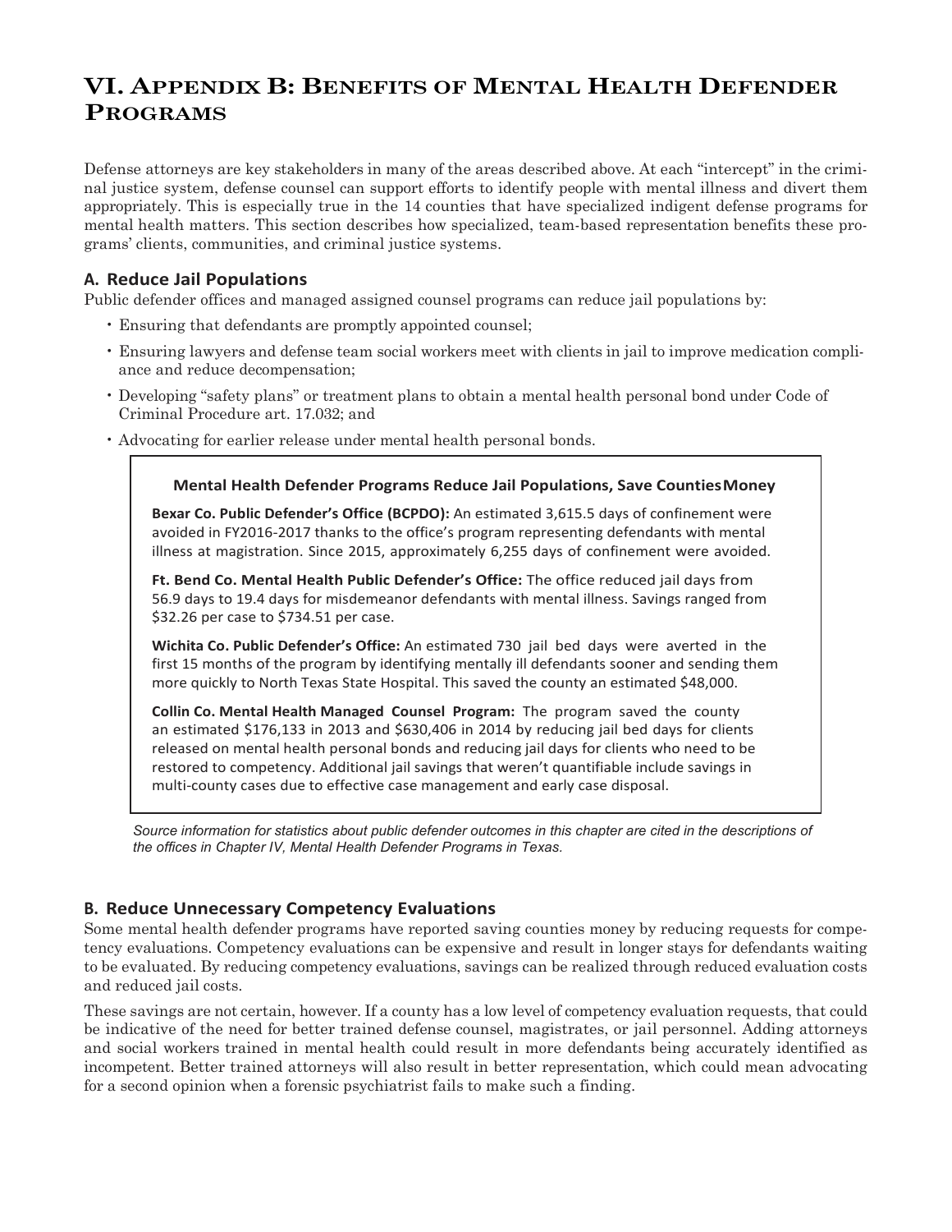# VI. Appendix B: Benefits of Mental Health Defender Programs

Defense attorneys are key stakeholders in many of the areas described above. At each "intercept" in the criminal justice system, defense counsel can support efforts to identify people with mental illness and divert them appropriately. This is especially true in the 14 counties that have specialized indigent defense programs for mental health matters. This section describes how specialized, team-based representation benefits these programs' clients, communities, and criminal justice systems.

## A. Reduce Jail Populations

Public defender offices and managed assigned counsel programs can reduce jail populations by:

- Ensuring that defendants are promptly appointed counsel;
- Ensuring lawyers and defense team social workers meet with clients in jail to improve medication compliance and reduce decompensation;
- Developing "safety plans" or treatment plans to obtain a mental health personal bond under Code of Criminal Procedure art. 17.032; and
- Advocating for earlier release under mental health personal bonds.

> **Mental Health Defender Programs Reduce Jail Populations, Save Counties Money**
>
> **Bexar Co. Public Defender's Office (BCPDO):** An estimated 3,615.5 days of confinement were avoided in FY2016-2017 thanks to the office's program representing defendants with mental illness at magistration. Since 2015, approximately 6,255 days of confinement were avoided.
>
> **Ft. Bend Co. Mental Health Public Defender's Office:** The office reduced jail days from 56.9 days to 19.4 days for misdemeanor defendants with mental illness. Savings ranged from $32.26 per case to $734.51 per case.
>
> **Wichita Co. Public Defender's Office:** An estimated 730 jail bed days were averted in the first 15 months of the program by identifying mentally ill defendants sooner and sending them more quickly to North Texas State Hospital. This saved the county an estimated $48,000.
>
> **Collin Co. Mental Health Managed Counsel Program:** The program saved the county an estimated $176,133 in 2013 and $630,406 in 2014 by reducing jail bed days for clients released on mental health personal bonds and reducing jail days for clients who need to be restored to competency. Additional jail savings that weren't quantifiable include savings in multi-county cases due to effective case management and early case disposal.

*Source information for statistics about public defender outcomes in this chapter are cited in the descriptions of the offices in Chapter IV, Mental Health Defender Programs in Texas.*

## B. Reduce Unnecessary Competency Evaluations

Some mental health defender programs have reported saving counties money by reducing requests for competency evaluations. Competency evaluations can be expensive and result in longer stays for defendants waiting to be evaluated. By reducing competency evaluations, savings can be realized through reduced evaluation costs and reduced jail costs.

These savings are not certain, however. If a county has a low level of competency evaluation requests, that could be indicative of the need for better trained defense counsel, magistrates, or jail personnel. Adding attorneys and social workers trained in mental health could result in more defendants being accurately identified as incompetent. Better trained attorneys will also result in better representation, which could mean advocating for a second opinion when a forensic psychiatrist fails to make such a finding.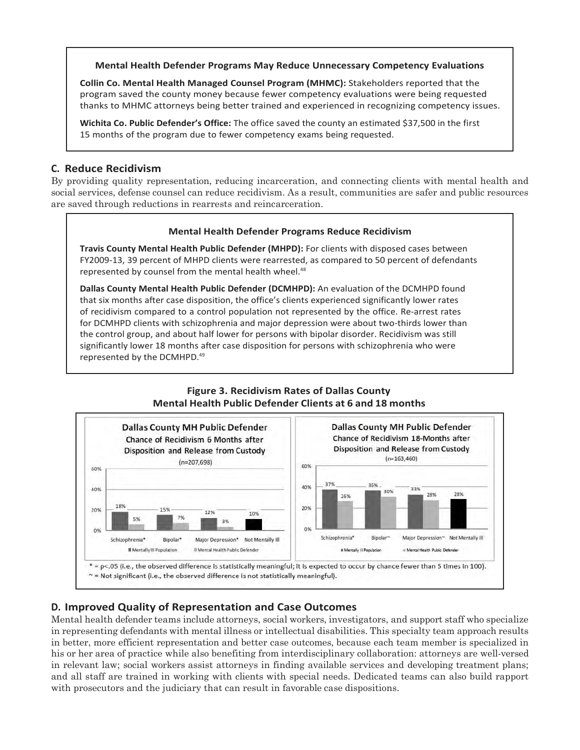**Mental Health Defender Programs May Reduce Unnecessary Competency Evaluations**

**Collin Co. Mental Health Managed Counsel Program (MHMC):** Stakeholders reported that the program saved the county money because fewer competency evaluations were being requested thanks to MHMC attorneys being better trained and experienced in recognizing competency issues.

**Wichita Co. Public Defender's Office:** The office saved the county an estimated $37,500 in the first 15 months of the program due to fewer competency exams being requested.

## C. Reduce Recidivism

By providing quality representation, reducing incarceration, and connecting clients with mental health and social services, defense counsel can reduce recidivism. As a result, communities are safer and public resources are saved through reductions in rearrests and reincarceration.

**Mental Health Defender Programs Reduce Recidivism**

**Travis County Mental Health Public Defender (MHPD):** For clients with disposed cases between FY2009-13, 39 percent of MHPD clients were rearrested, as compared to 50 percent of defendants represented by counsel from the mental health wheel.[48]

**Dallas County Mental Health Public Defender (DCMHPD):** An evaluation of the DCMHPD found that six months after case disposition, the office's clients experienced significantly lower rates of recidivism compared to a control population not represented by the office. Re-arrest rates for DCMHPD clients with schizophrenia and major depression were about two-thirds lower than the control group, and about half lower for persons with bipolar disorder. Recidivism was still significantly lower 18 months after case disposition for persons with schizophrenia who were represented by the DCMHPD.[49]

**Figure 3. Recidivism Rates of Dallas County Mental Health Public Defender Clients at 6 and 18 months**

**Dallas County MH Public Defender — Chance of Recidivism 6 Months after Disposition and Release from Custody (n=207,698)**

| | Mentally Ill Population | Mental Health Public Defender |
|---|---|---|
| Schizophrenia* | 18% | 5% |
| Bipolar* | 15% | 7% |
| Major Depression* | 12% | 3% |
| Not Mentally Ill | 10% | |

**Dallas County MH Public Defender — Chance of Recidivism 18-Months after Disposition and Release from Custody (n=163,460)**

| | Mentally Ill Population | Mental Health Public Defender |
|---|---|---|
| Schizophrenia* | 37% | 26% |
| Bipolar~ | 36% | 30% |
| Major Depression~ | 33% | 28% |
| Not Mentally Ill | 28% | |

* = $p<.05$ (i.e., the observed difference is statistically meaningful; it is expected to occur by chance fewer than 5 times in 100).
~ = Not significant (i.e., the observed difference is not statistically meaningful).

## D. Improved Quality of Representation and Case Outcomes

Mental health defender teams include attorneys, social workers, investigators, and support staff who specialize in representing defendants with mental illness or intellectual disabilities. This specialty team approach results in better, more efficient representation and better case outcomes, because each team member is specialized in his or her area of practice while also benefiting from interdisciplinary collaboration: attorneys are well-versed in relevant law; social workers assist attorneys in finding available services and developing treatment plans; and all staff are trained in working with clients with special needs. Dedicated teams can also build rapport with prosecutors and the judiciary that can result in favorable case dispositions.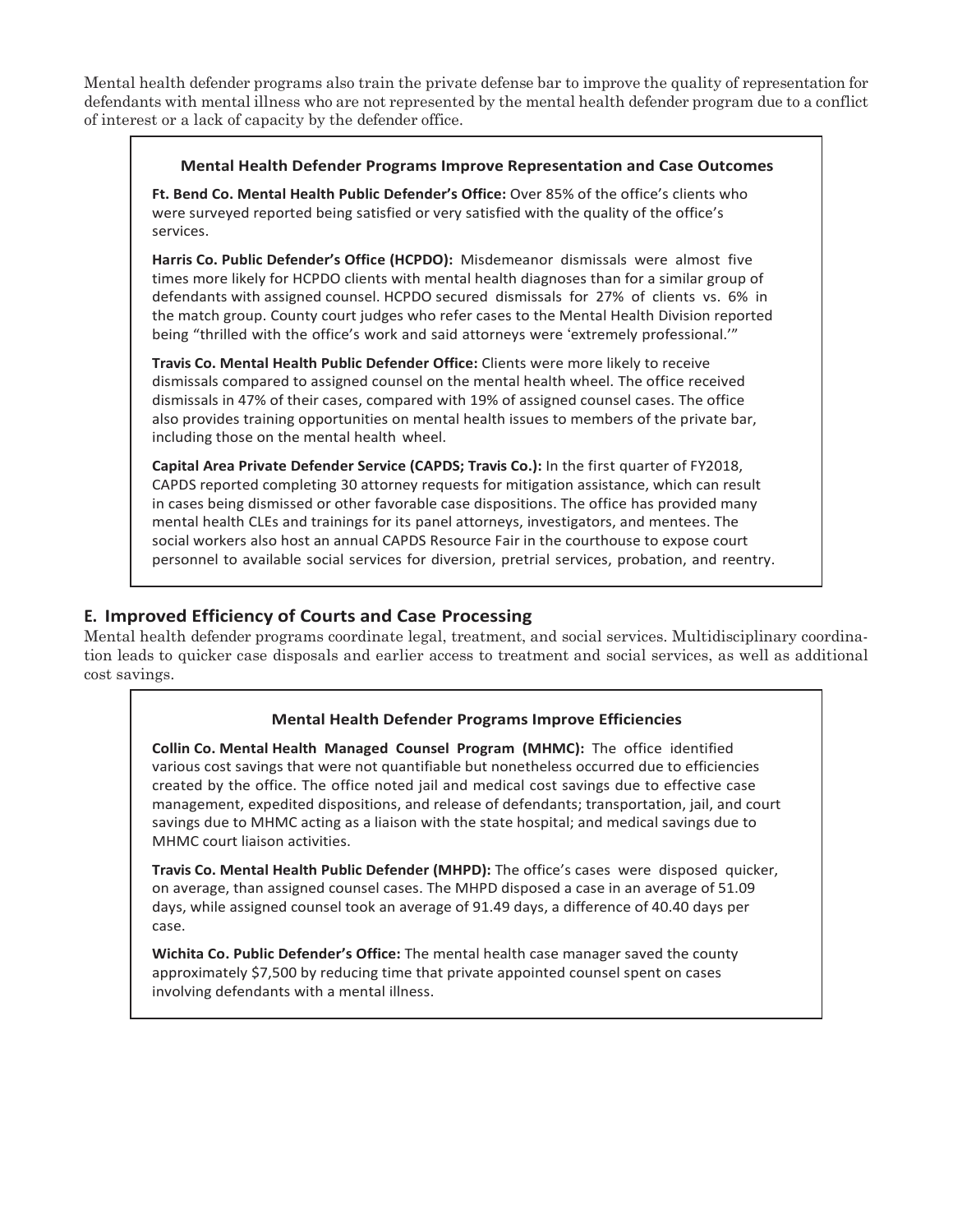Mental health defender programs also train the private defense bar to improve the quality of representation for defendants with mental illness who are not represented by the mental health defender program due to a conflict of interest or a lack of capacity by the defender office.

> **Mental Health Defender Programs Improve Representation and Case Outcomes**
>
> **Ft. Bend Co. Mental Health Public Defender's Office:** Over 85% of the office's clients who were surveyed reported being satisfied or very satisfied with the quality of the office's services.
>
> **Harris Co. Public Defender's Office (HCPDO):** Misdemeanor dismissals were almost five times more likely for HCPDO clients with mental health diagnoses than for a similar group of defendants with assigned counsel. HCPDO secured dismissals for 27% of clients vs. 6% in the match group. County court judges who refer cases to the Mental Health Division reported being "thrilled with the office's work and said attorneys were 'extremely professional.'"
>
> **Travis Co. Mental Health Public Defender Office:** Clients were more likely to receive dismissals compared to assigned counsel on the mental health wheel. The office received dismissals in 47% of their cases, compared with 19% of assigned counsel cases. The office also provides training opportunities on mental health issues to members of the private bar, including those on the mental health wheel.
>
> **Capital Area Private Defender Service (CAPDS; Travis Co.):** In the first quarter of FY2018, CAPDS reported completing 30 attorney requests for mitigation assistance, which can result in cases being dismissed or other favorable case dispositions. The office has provided many mental health CLEs and trainings for its panel attorneys, investigators, and mentees. The social workers also host an annual CAPDS Resource Fair in the courthouse to expose court personnel to available social services for diversion, pretrial services, probation, and reentry.

## E. Improved Efficiency of Courts and Case Processing

Mental health defender programs coordinate legal, treatment, and social services. Multidisciplinary coordination leads to quicker case disposals and earlier access to treatment and social services, as well as additional cost savings.

> **Mental Health Defender Programs Improve Efficiencies**
>
> **Collin Co. Mental Health Managed Counsel Program (MHMC):** The office identified various cost savings that were not quantifiable but nonetheless occurred due to efficiencies created by the office. The office noted jail and medical cost savings due to effective case management, expedited dispositions, and release of defendants; transportation, jail, and court savings due to MHMC acting as a liaison with the state hospital; and medical savings due to MHMC court liaison activities.
>
> **Travis Co. Mental Health Public Defender (MHPD):** The office's cases were disposed quicker, on average, than assigned counsel cases. The MHPD disposed a case in an average of 51.09 days, while assigned counsel took an average of 91.49 days, a difference of 40.40 days per case.
>
> **Wichita Co. Public Defender's Office:** The mental health case manager saved the county approximately $7,500 by reducing time that private appointed counsel spent on cases involving defendants with a mental illness.